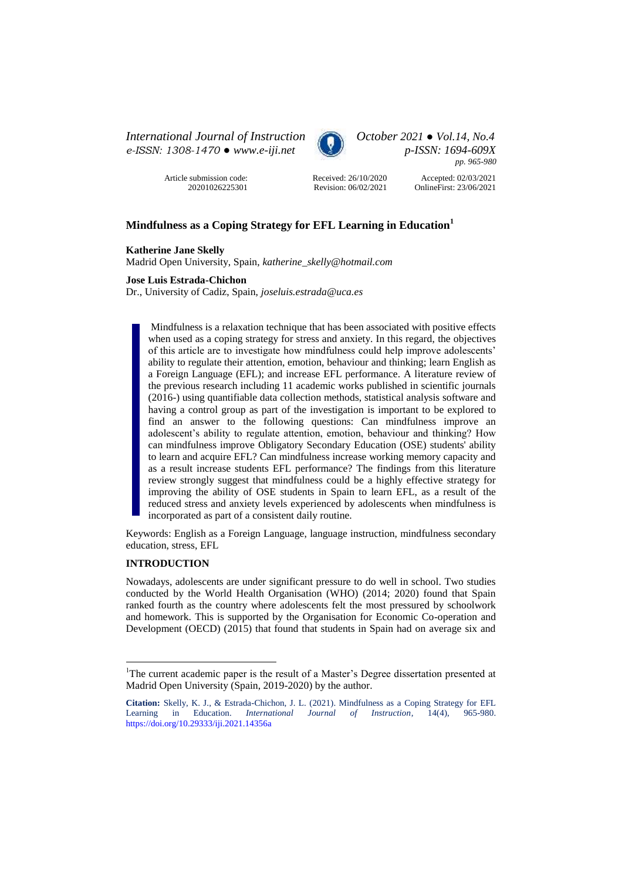Article submission code: 20201026225301

Received: 26/10/2020
Revision: 06/02/2021

Accepted: 02/03/2021
OnlineFirst: 23/06/2021

# Mindfulness as a Coping Strategy for EFL Learning in Education[1]

**Katherine Jane Skelly**
Madrid Open University, Spain, *katherine_skelly@hotmail.com*

**Jose Luis Estrada-Chichon**
Dr., University of Cadiz, Spain, *joseluis.estrada@uca.es*

Mindfulness is a relaxation technique that has been associated with positive effects when used as a coping strategy for stress and anxiety. In this regard, the objectives of this article are to investigate how mindfulness could help improve adolescents' ability to regulate their attention, emotion, behaviour and thinking; learn English as a Foreign Language (EFL); and increase EFL performance. A literature review of the previous research including 11 academic works published in scientific journals (2016-) using quantifiable data collection methods, statistical analysis software and having a control group as part of the investigation is important to be explored to find an answer to the following questions: Can mindfulness improve an adolescent's ability to regulate attention, emotion, behaviour and thinking? How can mindfulness improve Obligatory Secondary Education (OSE) students' ability to learn and acquire EFL? Can mindfulness increase working memory capacity and as a result increase students EFL performance? The findings from this literature review strongly suggest that mindfulness could be a highly effective strategy for improving the ability of OSE students in Spain to learn EFL, as a result of the reduced stress and anxiety levels experienced by adolescents when mindfulness is incorporated as part of a consistent daily routine.

Keywords: English as a Foreign Language, language instruction, mindfulness secondary education, stress, EFL

## INTRODUCTION

Nowadays, adolescents are under significant pressure to do well in school. Two studies conducted by the World Health Organisation (WHO) (2014; 2020) found that Spain ranked fourth as the country where adolescents felt the most pressured by schoolwork and homework. This is supported by the Organisation for Economic Co-operation and Development (OECD) (2015) that found that students in Spain had on average six and

[1]The current academic paper is the result of a Master's Degree dissertation presented at Madrid Open University (Spain, 2019-2020) by the author.

**Citation:** Skelly, K. J., & Estrada-Chichon, J. L. (2021). Mindfulness as a Coping Strategy for EFL Learning in Education. *International Journal of Instruction*, 14(4), 965-980. https://doi.org/10.29333/iji.2021.14356a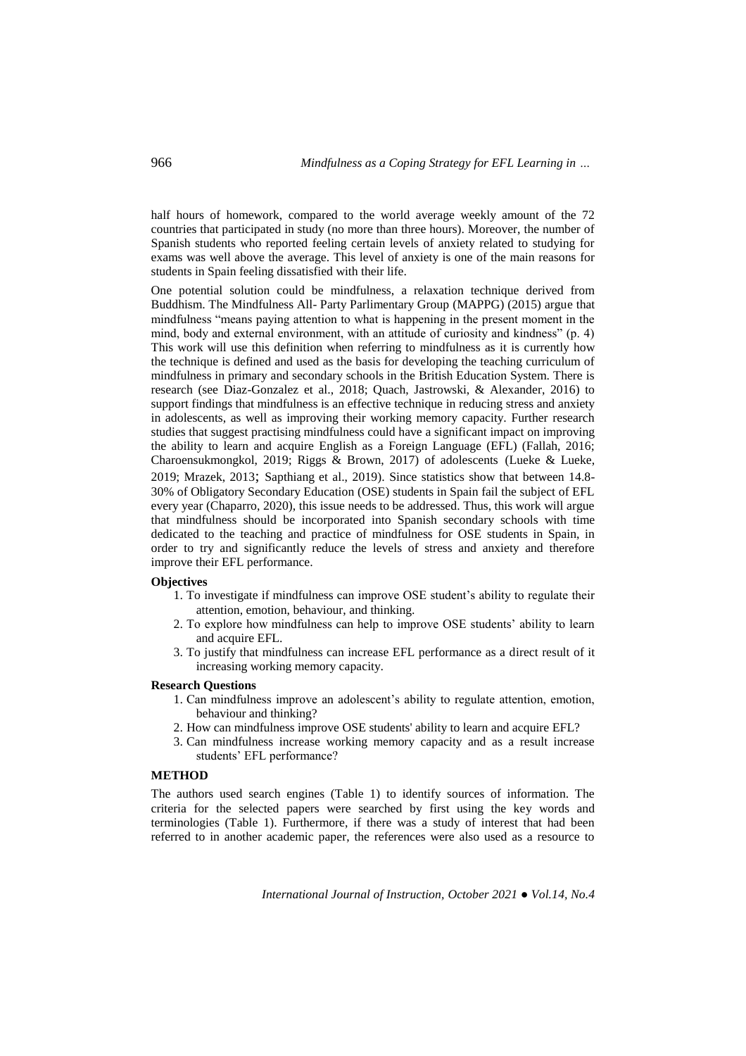half hours of homework, compared to the world average weekly amount of the 72 countries that participated in study (no more than three hours). Moreover, the number of Spanish students who reported feeling certain levels of anxiety related to studying for exams was well above the average. This level of anxiety is one of the main reasons for students in Spain feeling dissatisfied with their life.

One potential solution could be mindfulness, a relaxation technique derived from Buddhism. The Mindfulness All- Party Parlimentary Group (MAPPG) (2015) argue that mindfulness "means paying attention to what is happening in the present moment in the mind, body and external environment, with an attitude of curiosity and kindness" (p. 4) This work will use this definition when referring to mindfulness as it is currently how the technique is defined and used as the basis for developing the teaching curriculum of mindfulness in primary and secondary schools in the British Education System. There is research (see Diaz-Gonzalez et al., 2018; Quach, Jastrowski, & Alexander, 2016) to support findings that mindfulness is an effective technique in reducing stress and anxiety in adolescents, as well as improving their working memory capacity. Further research studies that suggest practising mindfulness could have a significant impact on improving the ability to learn and acquire English as a Foreign Language (EFL) (Fallah, 2016; Charoensukmongkol, 2019; Riggs & Brown, 2017) of adolescents (Lueke & Lueke, 2019; Mrazek, 2013; Sapthiang et al., 2019). Since statistics show that between 14.8-30% of Obligatory Secondary Education (OSE) students in Spain fail the subject of EFL every year (Chaparro, 2020), this issue needs to be addressed. Thus, this work will argue that mindfulness should be incorporated into Spanish secondary schools with time dedicated to the teaching and practice of mindfulness for OSE students in Spain, in order to try and significantly reduce the levels of stress and anxiety and therefore improve their EFL performance.

**Objectives**

1. To investigate if mindfulness can improve OSE student's ability to regulate their attention, emotion, behaviour, and thinking.
2. To explore how mindfulness can help to improve OSE students' ability to learn and acquire EFL.
3. To justify that mindfulness can increase EFL performance as a direct result of it increasing working memory capacity.

**Research Questions**

1. Can mindfulness improve an adolescent's ability to regulate attention, emotion, behaviour and thinking?
2. How can mindfulness improve OSE students' ability to learn and acquire EFL?
3. Can mindfulness increase working memory capacity and as a result increase students' EFL performance?

## METHOD

The authors used search engines (Table 1) to identify sources of information. The criteria for the selected papers were searched by first using the key words and terminologies (Table 1). Furthermore, if there was a study of interest that had been referred to in another academic paper, the references were also used as a resource to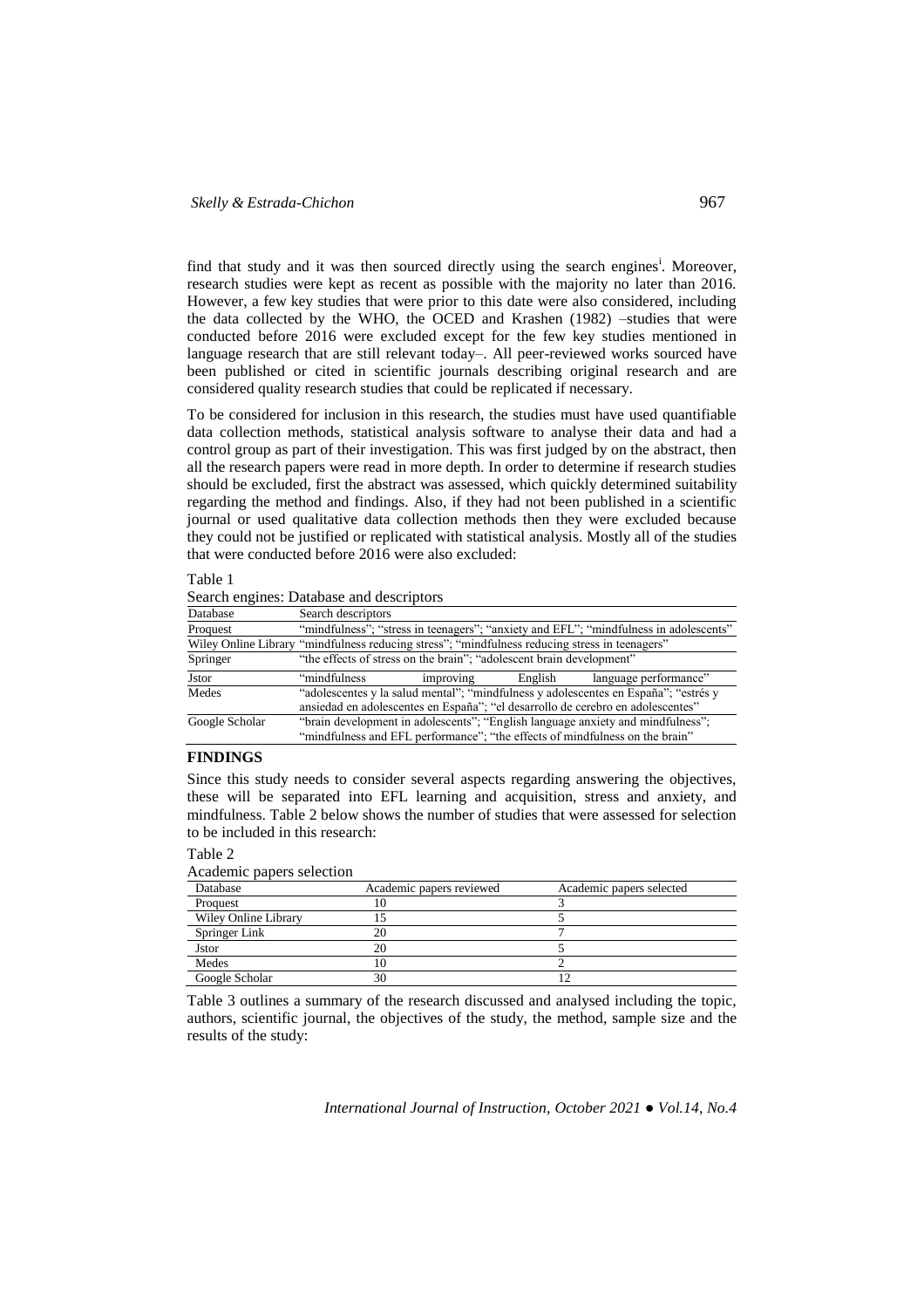find that study and it was then sourced directly using the search engines[i]. Moreover, research studies were kept as recent as possible with the majority no later than 2016. However, a few key studies that were prior to this date were also considered, including the data collected by the WHO, the OCED and Krashen (1982) –studies that were conducted before 2016 were excluded except for the few key studies mentioned in language research that are still relevant today–. All peer-reviewed works sourced have been published or cited in scientific journals describing original research and are considered quality research studies that could be replicated if necessary.

To be considered for inclusion in this research, the studies must have used quantifiable data collection methods, statistical analysis software to analyse their data and had a control group as part of their investigation. This was first judged by on the abstract, then all the research papers were read in more depth. In order to determine if research studies should be excluded, first the abstract was assessed, which quickly determined suitability regarding the method and findings. Also, if they had not been published in a scientific journal or used qualitative data collection methods then they were excluded because they could not be justified or replicated with statistical analysis. Mostly all of the studies that were conducted before 2016 were also excluded:

Table 1
Search engines: Database and descriptors

| Database | Search descriptors |
|---|---|
| Proquest | "mindfulness"; "stress in teenagers"; "anxiety and EFL"; "mindfulness in adolescents" |
| Wiley Online Library | "mindfulness reducing stress"; "mindfulness reducing stress in teenagers" |
| Springer | "the effects of stress on the brain"; "adolescent brain development" |
| Jstor | "mindfulness improving English language performance" |
| Medes | "adolescentes y la salud mental"; "mindfulness y adolescentes en España"; "estrés y ansiedad en adolescentes en España"; "el desarrollo de cerebro en adolescentes" |
| Google Scholar | "brain development in adolescents"; "English language anxiety and mindfulness"; "mindfulness and EFL performance"; "the effects of mindfulness on the brain" |

## FINDINGS

Since this study needs to consider several aspects regarding answering the objectives, these will be separated into EFL learning and acquisition, stress and anxiety, and mindfulness. Table 2 below shows the number of studies that were assessed for selection to be included in this research:

Table 2
Academic papers selection

| Database | Academic papers reviewed | Academic papers selected |
|---|---|---|
| Proquest | 10 | 3 |
| Wiley Online Library | 15 | 5 |
| Springer Link | 20 | 7 |
| Jstor | 20 | 5 |
| Medes | 10 | 2 |
| Google Scholar | 30 | 12 |

Table 3 outlines a summary of the research discussed and analysed including the topic, authors, scientific journal, the objectives of the study, the method, sample size and the results of the study: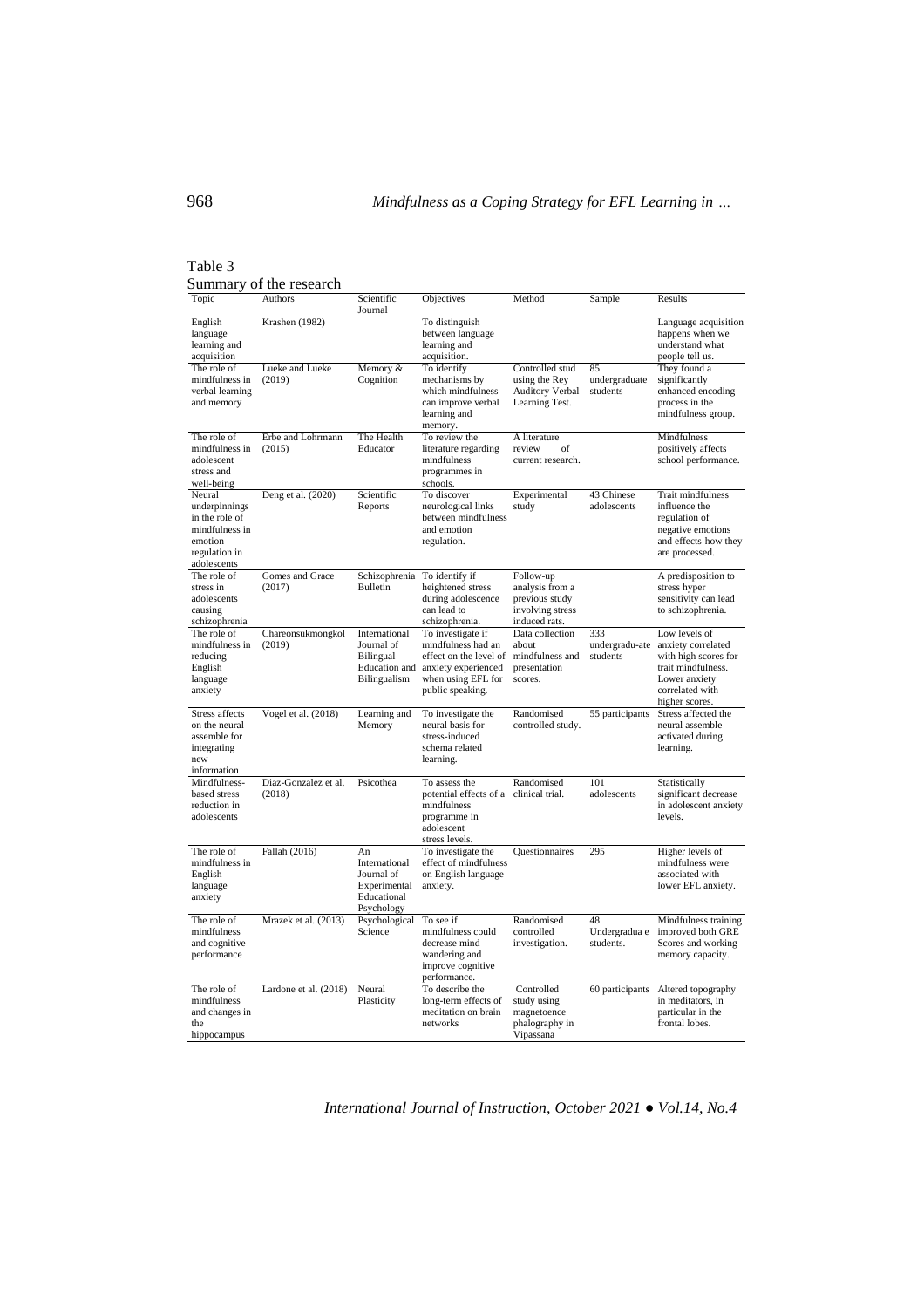Table 3

Summary of the research

| Topic | Authors | Scientific Journal | Objectives | Method | Sample | Results |
| --- | --- | --- | --- | --- | --- | --- |
| English language learning and acquisition | Krashen (1982) | | To distinguish between language learning and acquisition. | | | Language acquisition happens when we understand what people tell us. |
| The role of mindfulness in verbal learning and memory | Lueke and Lueke (2019) | Memory & Cognition | To identify mechanisms by which mindfulness can improve verbal learning and memory. | Controlled stud using the Rey Auditory Verbal Learning Test. | 85 undergraduate students | They found a significantly enhanced encoding process in the mindfulness group. |
| The role of mindfulness in adolescent stress and well-being | Erbe and Lohrmann (2015) | The Health Educator | To review the literature regarding mindfulness programmes in schools. | A literature review of current research. | | Mindfulness positively affects school performance. |
| Neural underpinnings in the role of mindfulness in emotion regulation in adolescents | Deng et al. (2020) | Scientific Reports | To discover neurological links between mindfulness and emotion regulation. | Experimental study | 43 Chinese adolescents | Trait mindfulness influence the regulation of negative emotions and effects how they are processed. |
| The role of stress in adolescents causing schizophrenia | Gomes and Grace (2017) | Schizophrenia Bulletin | To identify if heightened stress during adolescence can lead to schizophrenia. | Follow-up analysis from a previous study involving stress induced rats. | | A predisposition to stress hyper sensitivity can lead to schizophrenia. |
| The role of mindfulness in reducing English language anxiety | Chareonsukmongkol (2019) | International Journal of Bilingual Education and Bilingualism | To investigate if mindfulness had an effect on the level of anxiety experienced when using EFL for public speaking. | Data collection about mindfulness and presentation scores. | 333 undergradu-ate students | Low levels of anxiety correlated with high scores for trait mindfulness. Lower anxiety correlated with higher scores. |
| Stress affects on the neural assemble for integrating new information | Vogel et al. (2018) | Learning and Memory | To investigate the neural basis for stress-induced schema related learning. | Randomised controlled study. | 55 participants | Stress affected the neural assemble activated during learning. |
| Mindfulness-based stress reduction in adolescents | Diaz-Gonzalez et al. (2018) | Psicothea | To assess the potential effects of a mindfulness programme in adolescent stress levels. | Randomised clinical trial. | 101 adolescents | Statistically significant decrease in adolescent anxiety levels. |
| The role of mindfulness in English language anxiety | Fallah (2016) | An International Journal of Experimental Educational Psychology | To investigate the effect of mindfulness on English language anxiety. | Questionnaires | 295 | Higher levels of mindfulness were associated with lower EFL anxiety. |
| The role of mindfulness and cognitive performance | Mrazek et al. (2013) | Psychological Science | To see if mindfulness could decrease mind wandering and improve cognitive performance. | Randomised controlled investigation. | 48 Undergradua e students. | Mindfulness training improved both GRE Scores and working memory capacity. |
| The role of mindfulness and changes in the hippocampus | Lardone et al. (2018) | Neural Plasticity | To describe the long-term effects of meditation on brain networks | Controlled study using magnetoence phalography in Vipassana | 60 participants | Altered topography in meditators, in particular in the frontal lobes. |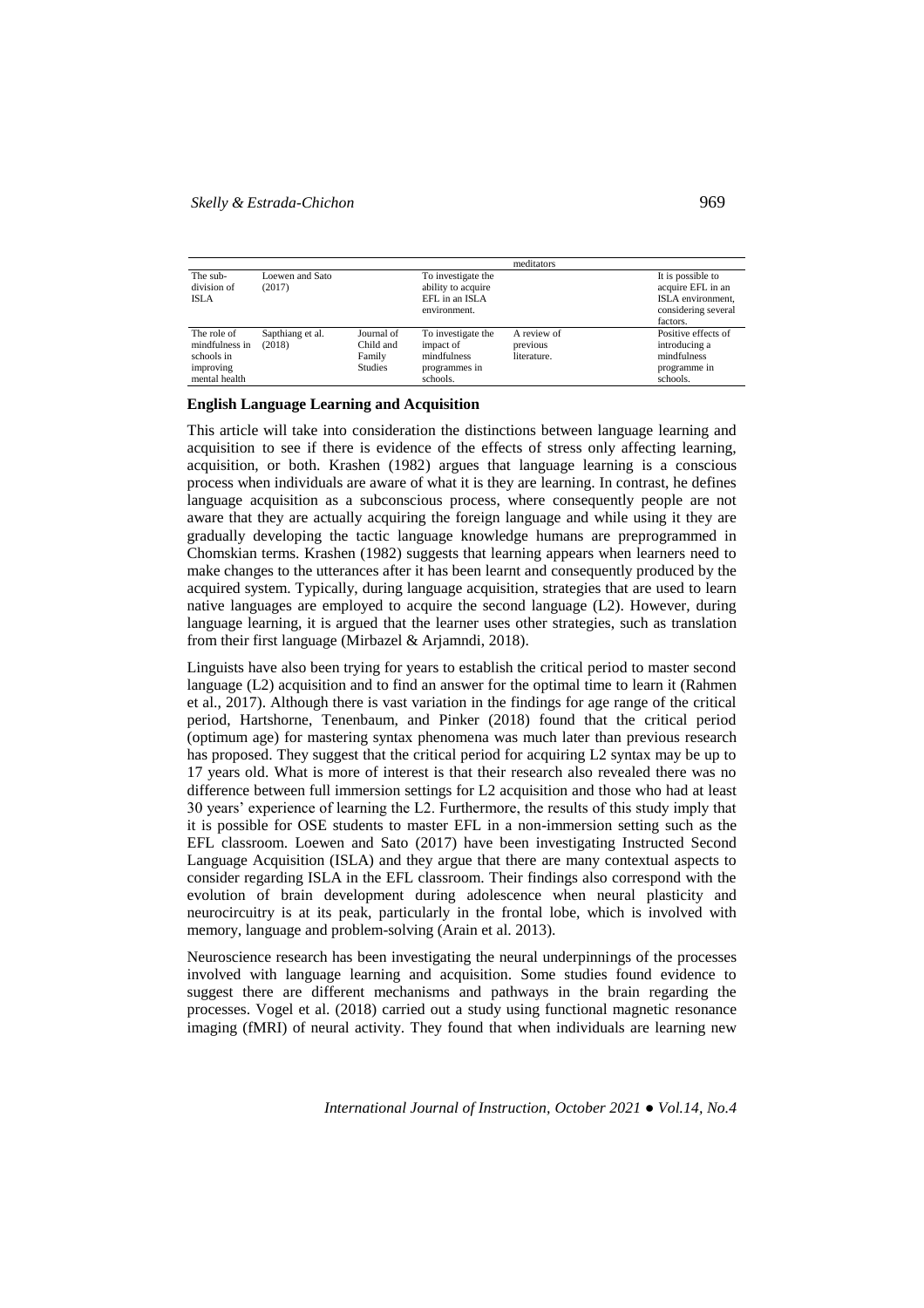| | | | | meditators | |
|---|---|---|---|---|---|
| The sub-division of ISLA | Loewen and Sato (2017) | | To investigate the ability to acquire EFL in an ISLA environment. | | It is possible to acquire EFL in an ISLA environment, considering several factors. |
| The role of mindfulness in schools in improving mental health | Sapthiang et al. (2018) | Journal of Child and Family Studies | To investigate the impact of mindfulness programmes in schools. | A review of previous literature. | Positive effects of introducing a mindfulness programme in schools. |

**English Language Learning and Acquisition**

This article will take into consideration the distinctions between language learning and acquisition to see if there is evidence of the effects of stress only affecting learning, acquisition, or both. Krashen (1982) argues that language learning is a conscious process when individuals are aware of what it is they are learning. In contrast, he defines language acquisition as a subconscious process, where consequently people are not aware that they are actually acquiring the foreign language and while using it they are gradually developing the tactic language knowledge humans are preprogrammed in Chomskian terms. Krashen (1982) suggests that learning appears when learners need to make changes to the utterances after it has been learnt and consequently produced by the acquired system. Typically, during language acquisition, strategies that are used to learn native languages are employed to acquire the second language (L2). However, during language learning, it is argued that the learner uses other strategies, such as translation from their first language (Mirbazel & Arjamndi, 2018).

Linguists have also been trying for years to establish the critical period to master second language (L2) acquisition and to find an answer for the optimal time to learn it (Rahmen et al., 2017). Although there is vast variation in the findings for age range of the critical period, Hartshorne, Tenenbaum, and Pinker (2018) found that the critical period (optimum age) for mastering syntax phenomena was much later than previous research has proposed. They suggest that the critical period for acquiring L2 syntax may be up to 17 years old. What is more of interest is that their research also revealed there was no difference between full immersion settings for L2 acquisition and those who had at least 30 years' experience of learning the L2. Furthermore, the results of this study imply that it is possible for OSE students to master EFL in a non-immersion setting such as the EFL classroom. Loewen and Sato (2017) have been investigating Instructed Second Language Acquisition (ISLA) and they argue that there are many contextual aspects to consider regarding ISLA in the EFL classroom. Their findings also correspond with the evolution of brain development during adolescence when neural plasticity and neurocircuitry is at its peak, particularly in the frontal lobe, which is involved with memory, language and problem-solving (Arain et al. 2013).

Neuroscience research has been investigating the neural underpinnings of the processes involved with language learning and acquisition. Some studies found evidence to suggest there are different mechanisms and pathways in the brain regarding the processes. Vogel et al. (2018) carried out a study using functional magnetic resonance imaging (fMRI) of neural activity. They found that when individuals are learning new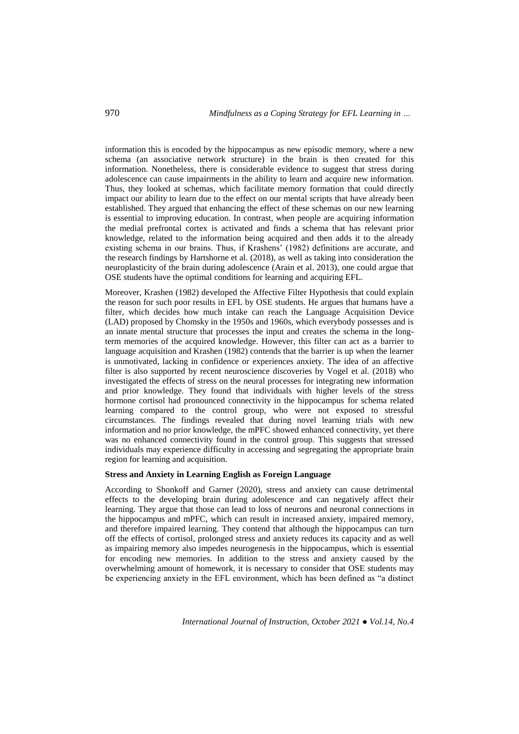information this is encoded by the hippocampus as new episodic memory, where a new schema (an associative network structure) in the brain is then created for this information. Nonetheless, there is considerable evidence to suggest that stress during adolescence can cause impairments in the ability to learn and acquire new information. Thus, they looked at schemas, which facilitate memory formation that could directly impact our ability to learn due to the effect on our mental scripts that have already been established. They argued that enhancing the effect of these schemas on our new learning is essential to improving education. In contrast, when people are acquiring information the medial prefrontal cortex is activated and finds a schema that has relevant prior knowledge, related to the information being acquired and then adds it to the already existing schema in our brains. Thus, if Krashens' (1982) definitions are accurate, and the research findings by Hartshorne et al. (2018), as well as taking into consideration the neuroplasticity of the brain during adolescence (Arain et al. 2013), one could argue that OSE students have the optimal conditions for learning and acquiring EFL.

Moreover, Krashen (1982) developed the Affective Filter Hypothesis that could explain the reason for such poor results in EFL by OSE students. He argues that humans have a filter, which decides how much intake can reach the Language Acquisition Device (LAD) proposed by Chomsky in the 1950s and 1960s, which everybody possesses and is an innate mental structure that processes the input and creates the schema in the long-term memories of the acquired knowledge. However, this filter can act as a barrier to language acquisition and Krashen (1982) contends that the barrier is up when the learner is unmotivated, lacking in confidence or experiences anxiety. The idea of an affective filter is also supported by recent neuroscience discoveries by Vogel et al. (2018) who investigated the effects of stress on the neural processes for integrating new information and prior knowledge. They found that individuals with higher levels of the stress hormone cortisol had pronounced connectivity in the hippocampus for schema related learning compared to the control group, who were not exposed to stressful circumstances. The findings revealed that during novel learning trials with new information and no prior knowledge, the mPFC showed enhanced connectivity, yet there was no enhanced connectivity found in the control group. This suggests that stressed individuals may experience difficulty in accessing and segregating the appropriate brain region for learning and acquisition.

**Stress and Anxiety in Learning English as Foreign Language**

According to Shonkoff and Garner (2020), stress and anxiety can cause detrimental effects to the developing brain during adolescence and can negatively affect their learning. They argue that those can lead to loss of neurons and neuronal connections in the hippocampus and mPFC, which can result in increased anxiety, impaired memory, and therefore impaired learning. They contend that although the hippocampus can turn off the effects of cortisol, prolonged stress and anxiety reduces its capacity and as well as impairing memory also impedes neurogenesis in the hippocampus, which is essential for encoding new memories. In addition to the stress and anxiety caused by the overwhelming amount of homework, it is necessary to consider that OSE students may be experiencing anxiety in the EFL environment, which has been defined as "a distinct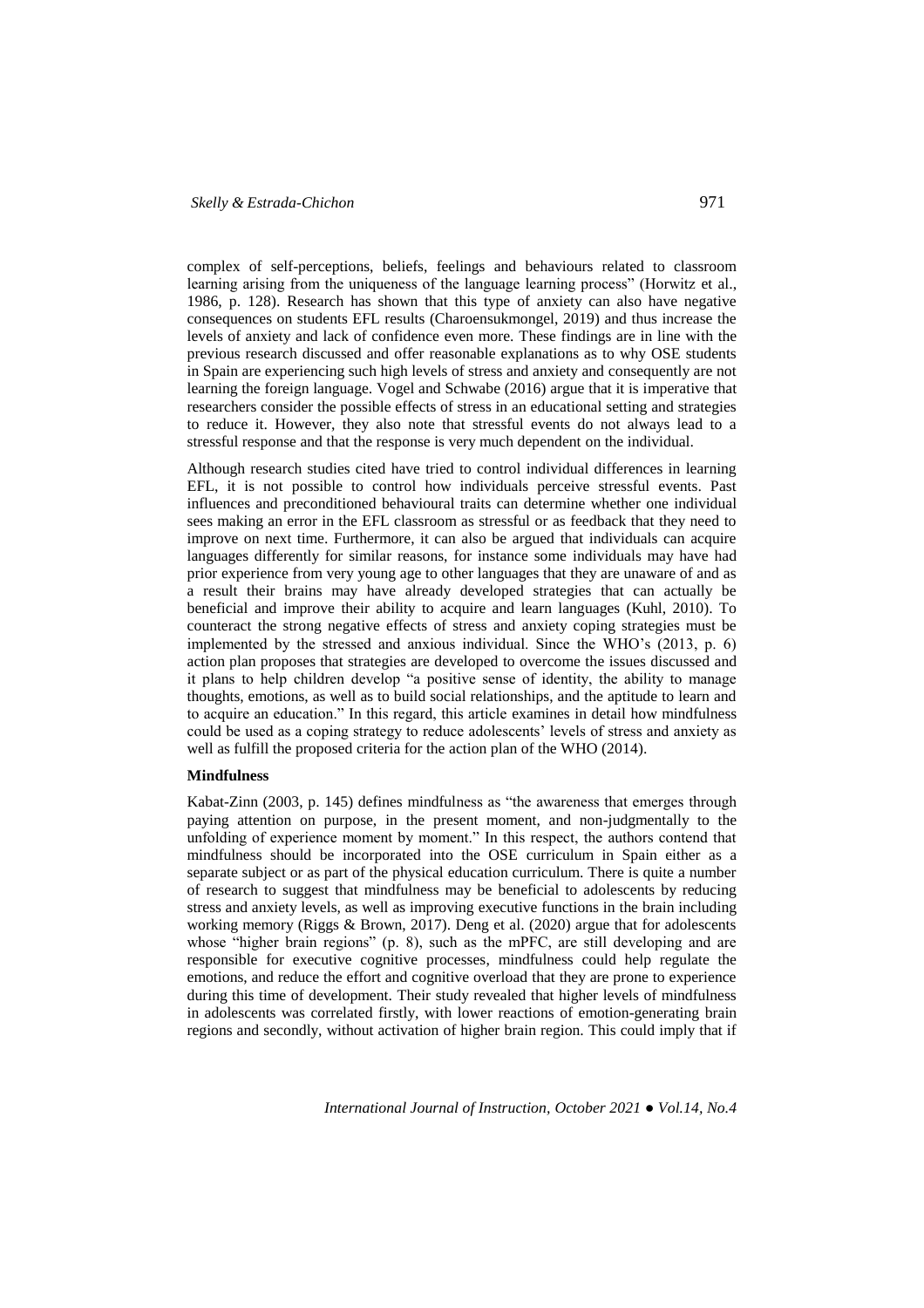complex of self-perceptions, beliefs, feelings and behaviours related to classroom learning arising from the uniqueness of the language learning process" (Horwitz et al., 1986, p. 128). Research has shown that this type of anxiety can also have negative consequences on students EFL results (Charoensukmongel, 2019) and thus increase the levels of anxiety and lack of confidence even more. These findings are in line with the previous research discussed and offer reasonable explanations as to why OSE students in Spain are experiencing such high levels of stress and anxiety and consequently are not learning the foreign language. Vogel and Schwabe (2016) argue that it is imperative that researchers consider the possible effects of stress in an educational setting and strategies to reduce it. However, they also note that stressful events do not always lead to a stressful response and that the response is very much dependent on the individual.

Although research studies cited have tried to control individual differences in learning EFL, it is not possible to control how individuals perceive stressful events. Past influences and preconditioned behavioural traits can determine whether one individual sees making an error in the EFL classroom as stressful or as feedback that they need to improve on next time. Furthermore, it can also be argued that individuals can acquire languages differently for similar reasons, for instance some individuals may have had prior experience from very young age to other languages that they are unaware of and as a result their brains may have already developed strategies that can actually be beneficial and improve their ability to acquire and learn languages (Kuhl, 2010). To counteract the strong negative effects of stress and anxiety coping strategies must be implemented by the stressed and anxious individual. Since the WHO's (2013, p. 6) action plan proposes that strategies are developed to overcome the issues discussed and it plans to help children develop "a positive sense of identity, the ability to manage thoughts, emotions, as well as to build social relationships, and the aptitude to learn and to acquire an education." In this regard, this article examines in detail how mindfulness could be used as a coping strategy to reduce adolescents' levels of stress and anxiety as well as fulfill the proposed criteria for the action plan of the WHO (2014).

**Mindfulness**

Kabat-Zinn (2003, p. 145) defines mindfulness as "the awareness that emerges through paying attention on purpose, in the present moment, and non-judgmentally to the unfolding of experience moment by moment." In this respect, the authors contend that mindfulness should be incorporated into the OSE curriculum in Spain either as a separate subject or as part of the physical education curriculum. There is quite a number of research to suggest that mindfulness may be beneficial to adolescents by reducing stress and anxiety levels, as well as improving executive functions in the brain including working memory (Riggs & Brown, 2017). Deng et al. (2020) argue that for adolescents whose "higher brain regions" (p. 8), such as the mPFC, are still developing and are responsible for executive cognitive processes, mindfulness could help regulate the emotions, and reduce the effort and cognitive overload that they are prone to experience during this time of development. Their study revealed that higher levels of mindfulness in adolescents was correlated firstly, with lower reactions of emotion-generating brain regions and secondly, without activation of higher brain region. This could imply that if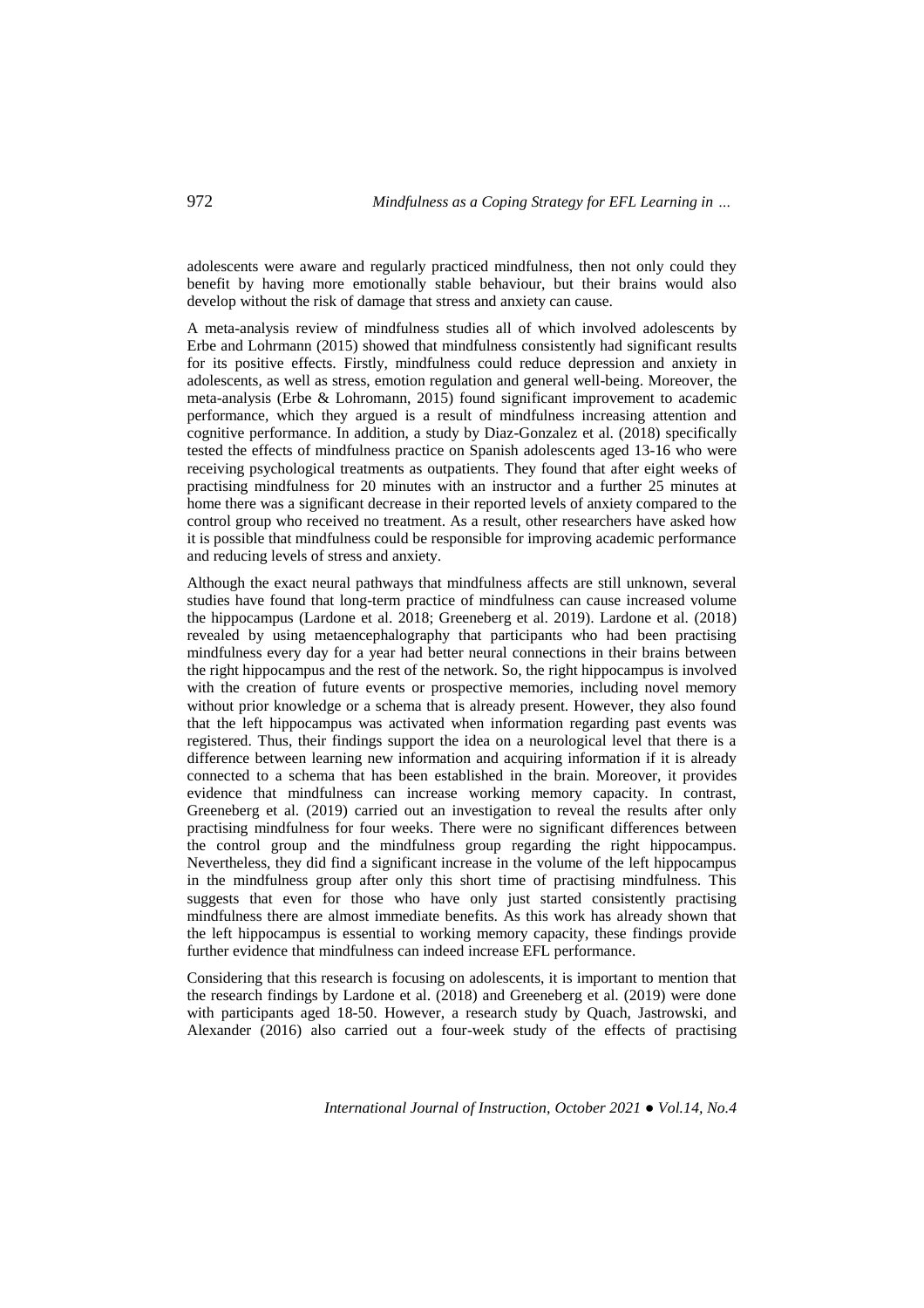adolescents were aware and regularly practiced mindfulness, then not only could they benefit by having more emotionally stable behaviour, but their brains would also develop without the risk of damage that stress and anxiety can cause.

A meta-analysis review of mindfulness studies all of which involved adolescents by Erbe and Lohrmann (2015) showed that mindfulness consistently had significant results for its positive effects. Firstly, mindfulness could reduce depression and anxiety in adolescents, as well as stress, emotion regulation and general well-being. Moreover, the meta-analysis (Erbe & Lohromann, 2015) found significant improvement to academic performance, which they argued is a result of mindfulness increasing attention and cognitive performance. In addition, a study by Diaz-Gonzalez et al. (2018) specifically tested the effects of mindfulness practice on Spanish adolescents aged 13-16 who were receiving psychological treatments as outpatients. They found that after eight weeks of practising mindfulness for 20 minutes with an instructor and a further 25 minutes at home there was a significant decrease in their reported levels of anxiety compared to the control group who received no treatment. As a result, other researchers have asked how it is possible that mindfulness could be responsible for improving academic performance and reducing levels of stress and anxiety.

Although the exact neural pathways that mindfulness affects are still unknown, several studies have found that long-term practice of mindfulness can cause increased volume the hippocampus (Lardone et al. 2018; Greeneberg et al. 2019). Lardone et al. (2018) revealed by using metaencephalography that participants who had been practising mindfulness every day for a year had better neural connections in their brains between the right hippocampus and the rest of the network. So, the right hippocampus is involved with the creation of future events or prospective memories, including novel memory without prior knowledge or a schema that is already present. However, they also found that the left hippocampus was activated when information regarding past events was registered. Thus, their findings support the idea on a neurological level that there is a difference between learning new information and acquiring information if it is already connected to a schema that has been established in the brain. Moreover, it provides evidence that mindfulness can increase working memory capacity. In contrast, Greeneberg et al. (2019) carried out an investigation to reveal the results after only practising mindfulness for four weeks. There were no significant differences between the control group and the mindfulness group regarding the right hippocampus. Nevertheless, they did find a significant increase in the volume of the left hippocampus in the mindfulness group after only this short time of practising mindfulness. This suggests that even for those who have only just started consistently practising mindfulness there are almost immediate benefits. As this work has already shown that the left hippocampus is essential to working memory capacity, these findings provide further evidence that mindfulness can indeed increase EFL performance.

Considering that this research is focusing on adolescents, it is important to mention that the research findings by Lardone et al. (2018) and Greeneberg et al. (2019) were done with participants aged 18-50. However, a research study by Quach, Jastrowski, and Alexander (2016) also carried out a four-week study of the effects of practising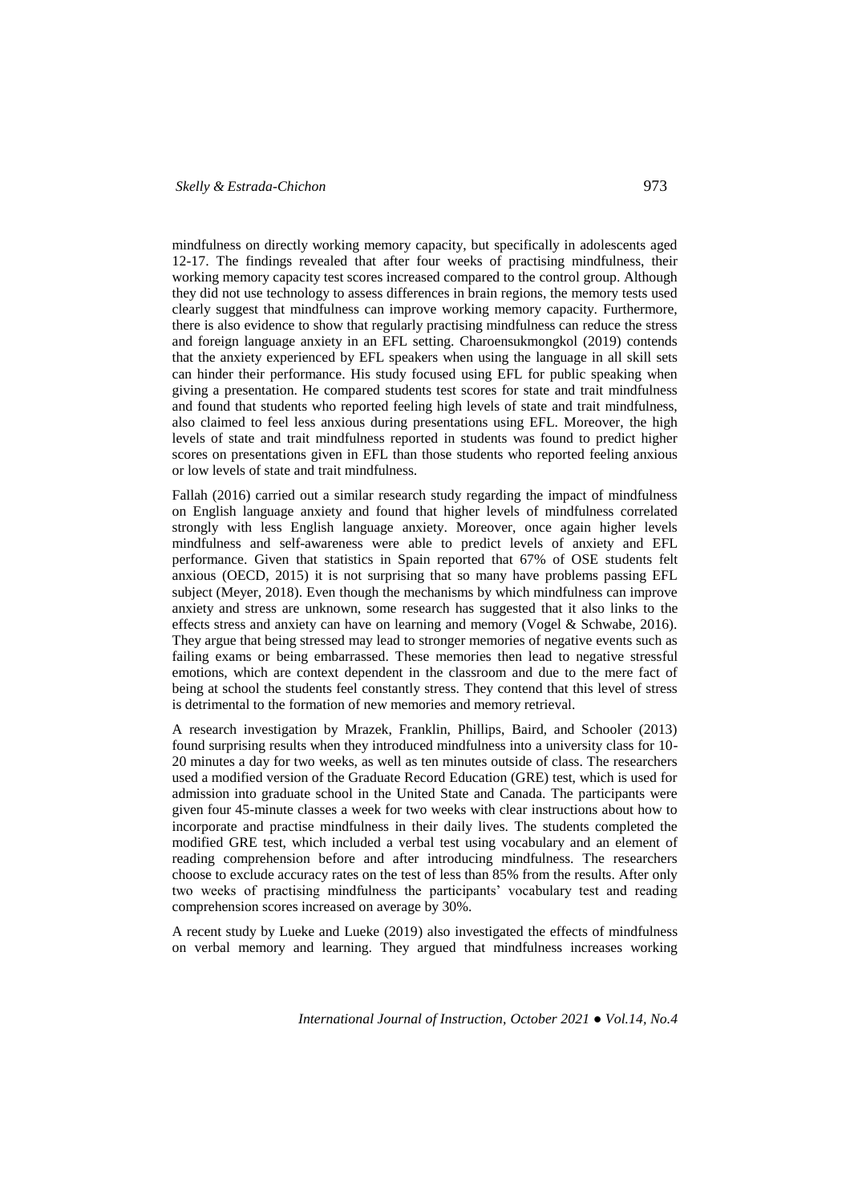mindfulness on directly working memory capacity, but specifically in adolescents aged 12-17. The findings revealed that after four weeks of practising mindfulness, their working memory capacity test scores increased compared to the control group. Although they did not use technology to assess differences in brain regions, the memory tests used clearly suggest that mindfulness can improve working memory capacity. Furthermore, there is also evidence to show that regularly practising mindfulness can reduce the stress and foreign language anxiety in an EFL setting. Charoensukmongkol (2019) contends that the anxiety experienced by EFL speakers when using the language in all skill sets can hinder their performance. His study focused using EFL for public speaking when giving a presentation. He compared students test scores for state and trait mindfulness and found that students who reported feeling high levels of state and trait mindfulness, also claimed to feel less anxious during presentations using EFL. Moreover, the high levels of state and trait mindfulness reported in students was found to predict higher scores on presentations given in EFL than those students who reported feeling anxious or low levels of state and trait mindfulness.

Fallah (2016) carried out a similar research study regarding the impact of mindfulness on English language anxiety and found that higher levels of mindfulness correlated strongly with less English language anxiety. Moreover, once again higher levels mindfulness and self-awareness were able to predict levels of anxiety and EFL performance. Given that statistics in Spain reported that 67% of OSE students felt anxious (OECD, 2015) it is not surprising that so many have problems passing EFL subject (Meyer, 2018). Even though the mechanisms by which mindfulness can improve anxiety and stress are unknown, some research has suggested that it also links to the effects stress and anxiety can have on learning and memory (Vogel & Schwabe, 2016). They argue that being stressed may lead to stronger memories of negative events such as failing exams or being embarrassed. These memories then lead to negative stressful emotions, which are context dependent in the classroom and due to the mere fact of being at school the students feel constantly stress. They contend that this level of stress is detrimental to the formation of new memories and memory retrieval.

A research investigation by Mrazek, Franklin, Phillips, Baird, and Schooler (2013) found surprising results when they introduced mindfulness into a university class for 10-20 minutes a day for two weeks, as well as ten minutes outside of class. The researchers used a modified version of the Graduate Record Education (GRE) test, which is used for admission into graduate school in the United State and Canada. The participants were given four 45-minute classes a week for two weeks with clear instructions about how to incorporate and practise mindfulness in their daily lives. The students completed the modified GRE test, which included a verbal test using vocabulary and an element of reading comprehension before and after introducing mindfulness. The researchers choose to exclude accuracy rates on the test of less than 85% from the results. After only two weeks of practising mindfulness the participants' vocabulary test and reading comprehension scores increased on average by 30%.

A recent study by Lueke and Lueke (2019) also investigated the effects of mindfulness on verbal memory and learning. They argued that mindfulness increases working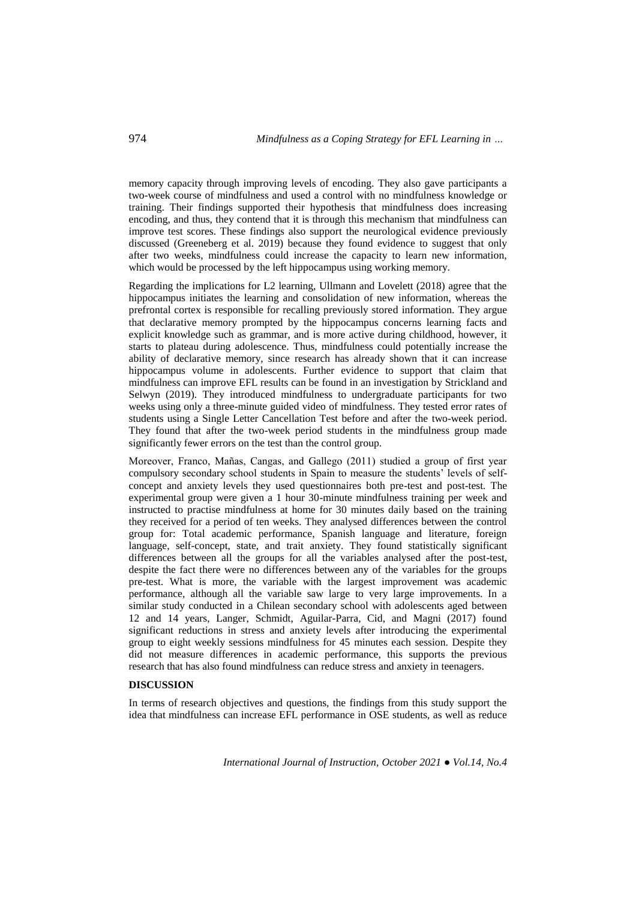memory capacity through improving levels of encoding. They also gave participants a two-week course of mindfulness and used a control with no mindfulness knowledge or training. Their findings supported their hypothesis that mindfulness does increasing encoding, and thus, they contend that it is through this mechanism that mindfulness can improve test scores. These findings also support the neurological evidence previously discussed (Greeneberg et al. 2019) because they found evidence to suggest that only after two weeks, mindfulness could increase the capacity to learn new information, which would be processed by the left hippocampus using working memory.

Regarding the implications for L2 learning, Ullmann and Lovelett (2018) agree that the hippocampus initiates the learning and consolidation of new information, whereas the prefrontal cortex is responsible for recalling previously stored information. They argue that declarative memory prompted by the hippocampus concerns learning facts and explicit knowledge such as grammar, and is more active during childhood, however, it starts to plateau during adolescence. Thus, mindfulness could potentially increase the ability of declarative memory, since research has already shown that it can increase hippocampus volume in adolescents. Further evidence to support that claim that mindfulness can improve EFL results can be found in an investigation by Strickland and Selwyn (2019). They introduced mindfulness to undergraduate participants for two weeks using only a three-minute guided video of mindfulness. They tested error rates of students using a Single Letter Cancellation Test before and after the two-week period. They found that after the two-week period students in the mindfulness group made significantly fewer errors on the test than the control group.

Moreover, Franco, Mañas, Cangas, and Gallego (2011) studied a group of first year compulsory secondary school students in Spain to measure the students' levels of self-concept and anxiety levels they used questionnaires both pre-test and post-test. The experimental group were given a 1 hour 30-minute mindfulness training per week and instructed to practise mindfulness at home for 30 minutes daily based on the training they received for a period of ten weeks. They analysed differences between the control group for: Total academic performance, Spanish language and literature, foreign language, self-concept, state, and trait anxiety. They found statistically significant differences between all the groups for all the variables analysed after the post-test, despite the fact there were no differences between any of the variables for the groups pre-test. What is more, the variable with the largest improvement was academic performance, although all the variable saw large to very large improvements. In a similar study conducted in a Chilean secondary school with adolescents aged between 12 and 14 years, Langer, Schmidt, Aguilar-Parra, Cid, and Magni (2017) found significant reductions in stress and anxiety levels after introducing the experimental group to eight weekly sessions mindfulness for 45 minutes each session. Despite they did not measure differences in academic performance, this supports the previous research that has also found mindfulness can reduce stress and anxiety in teenagers.

## DISCUSSION

In terms of research objectives and questions, the findings from this study support the idea that mindfulness can increase EFL performance in OSE students, as well as reduce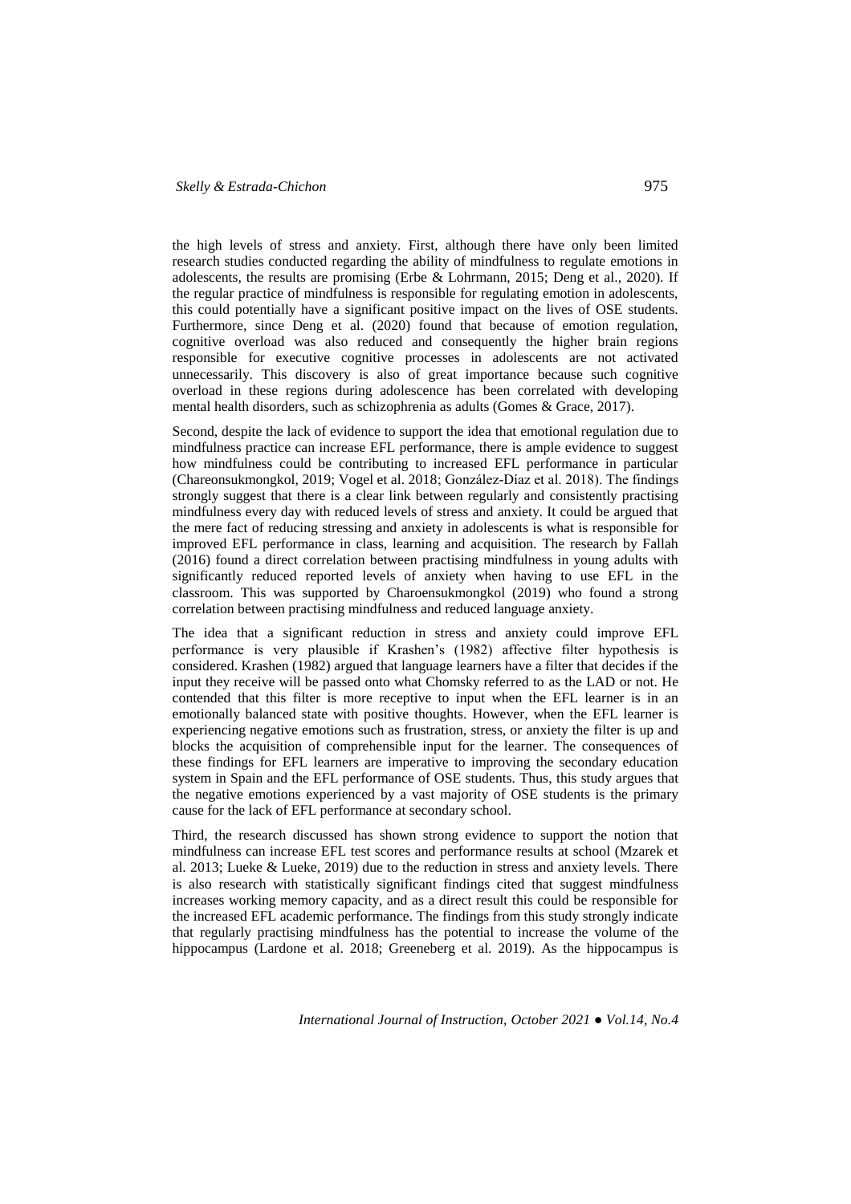the high levels of stress and anxiety. First, although there have only been limited research studies conducted regarding the ability of mindfulness to regulate emotions in adolescents, the results are promising (Erbe & Lohrmann, 2015; Deng et al., 2020). If the regular practice of mindfulness is responsible for regulating emotion in adolescents, this could potentially have a significant positive impact on the lives of OSE students. Furthermore, since Deng et al. (2020) found that because of emotion regulation, cognitive overload was also reduced and consequently the higher brain regions responsible for executive cognitive processes in adolescents are not activated unnecessarily. This discovery is also of great importance because such cognitive overload in these regions during adolescence has been correlated with developing mental health disorders, such as schizophrenia as adults (Gomes & Grace, 2017).

Second, despite the lack of evidence to support the idea that emotional regulation due to mindfulness practice can increase EFL performance, there is ample evidence to suggest how mindfulness could be contributing to increased EFL performance in particular (Chareonsukmongkol, 2019; Vogel et al. 2018; González-Díaz et al. 2018). The findings strongly suggest that there is a clear link between regularly and consistently practising mindfulness every day with reduced levels of stress and anxiety. It could be argued that the mere fact of reducing stressing and anxiety in adolescents is what is responsible for improved EFL performance in class, learning and acquisition. The research by Fallah (2016) found a direct correlation between practising mindfulness in young adults with significantly reduced reported levels of anxiety when having to use EFL in the classroom. This was supported by Charoensukmongkol (2019) who found a strong correlation between practising mindfulness and reduced language anxiety.

The idea that a significant reduction in stress and anxiety could improve EFL performance is very plausible if Krashen's (1982) affective filter hypothesis is considered. Krashen (1982) argued that language learners have a filter that decides if the input they receive will be passed onto what Chomsky referred to as the LAD or not. He contended that this filter is more receptive to input when the EFL learner is in an emotionally balanced state with positive thoughts. However, when the EFL learner is experiencing negative emotions such as frustration, stress, or anxiety the filter is up and blocks the acquisition of comprehensible input for the learner. The consequences of these findings for EFL learners are imperative to improving the secondary education system in Spain and the EFL performance of OSE students. Thus, this study argues that the negative emotions experienced by a vast majority of OSE students is the primary cause for the lack of EFL performance at secondary school.

Third, the research discussed has shown strong evidence to support the notion that mindfulness can increase EFL test scores and performance results at school (Mzarek et al. 2013; Lueke & Lueke, 2019) due to the reduction in stress and anxiety levels. There is also research with statistically significant findings cited that suggest mindfulness increases working memory capacity, and as a direct result this could be responsible for the increased EFL academic performance. The findings from this study strongly indicate that regularly practising mindfulness has the potential to increase the volume of the hippocampus (Lardone et al. 2018; Greeneberg et al. 2019). As the hippocampus is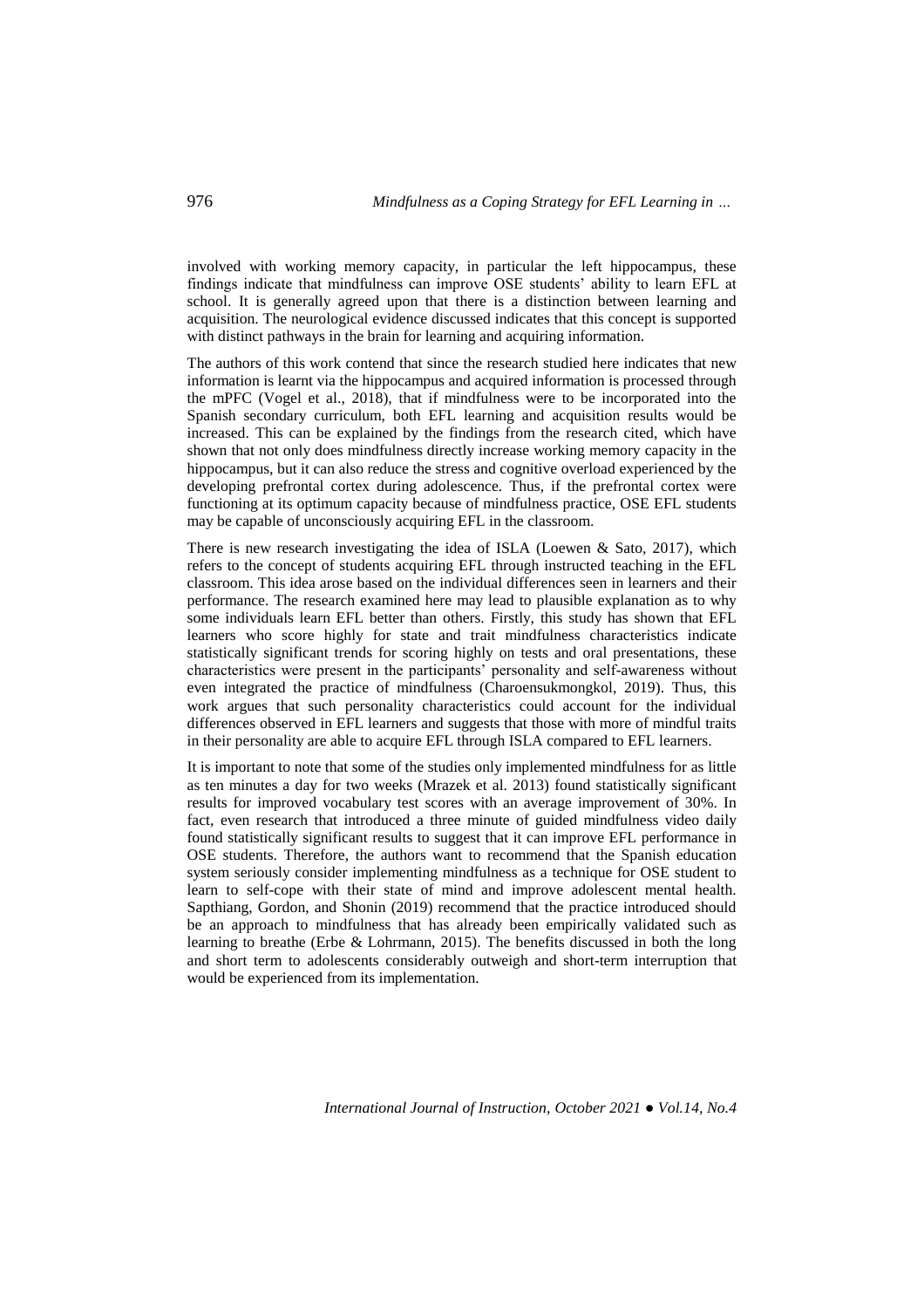involved with working memory capacity, in particular the left hippocampus, these findings indicate that mindfulness can improve OSE students' ability to learn EFL at school. It is generally agreed upon that there is a distinction between learning and acquisition. The neurological evidence discussed indicates that this concept is supported with distinct pathways in the brain for learning and acquiring information.

The authors of this work contend that since the research studied here indicates that new information is learnt via the hippocampus and acquired information is processed through the mPFC (Vogel et al., 2018), that if mindfulness were to be incorporated into the Spanish secondary curriculum, both EFL learning and acquisition results would be increased. This can be explained by the findings from the research cited, which have shown that not only does mindfulness directly increase working memory capacity in the hippocampus, but it can also reduce the stress and cognitive overload experienced by the developing prefrontal cortex during adolescence. Thus, if the prefrontal cortex were functioning at its optimum capacity because of mindfulness practice, OSE EFL students may be capable of unconsciously acquiring EFL in the classroom.

There is new research investigating the idea of ISLA (Loewen & Sato, 2017), which refers to the concept of students acquiring EFL through instructed teaching in the EFL classroom. This idea arose based on the individual differences seen in learners and their performance. The research examined here may lead to plausible explanation as to why some individuals learn EFL better than others. Firstly, this study has shown that EFL learners who score highly for state and trait mindfulness characteristics indicate statistically significant trends for scoring highly on tests and oral presentations, these characteristics were present in the participants' personality and self-awareness without even integrated the practice of mindfulness (Charoensukmongkol, 2019). Thus, this work argues that such personality characteristics could account for the individual differences observed in EFL learners and suggests that those with more of mindful traits in their personality are able to acquire EFL through ISLA compared to EFL learners.

It is important to note that some of the studies only implemented mindfulness for as little as ten minutes a day for two weeks (Mrazek et al. 2013) found statistically significant results for improved vocabulary test scores with an average improvement of 30%. In fact, even research that introduced a three minute of guided mindfulness video daily found statistically significant results to suggest that it can improve EFL performance in OSE students. Therefore, the authors want to recommend that the Spanish education system seriously consider implementing mindfulness as a technique for OSE student to learn to self-cope with their state of mind and improve adolescent mental health. Sapthiang, Gordon, and Shonin (2019) recommend that the practice introduced should be an approach to mindfulness that has already been empirically validated such as learning to breathe (Erbe & Lohrmann, 2015). The benefits discussed in both the long and short term to adolescents considerably outweigh and short-term interruption that would be experienced from its implementation.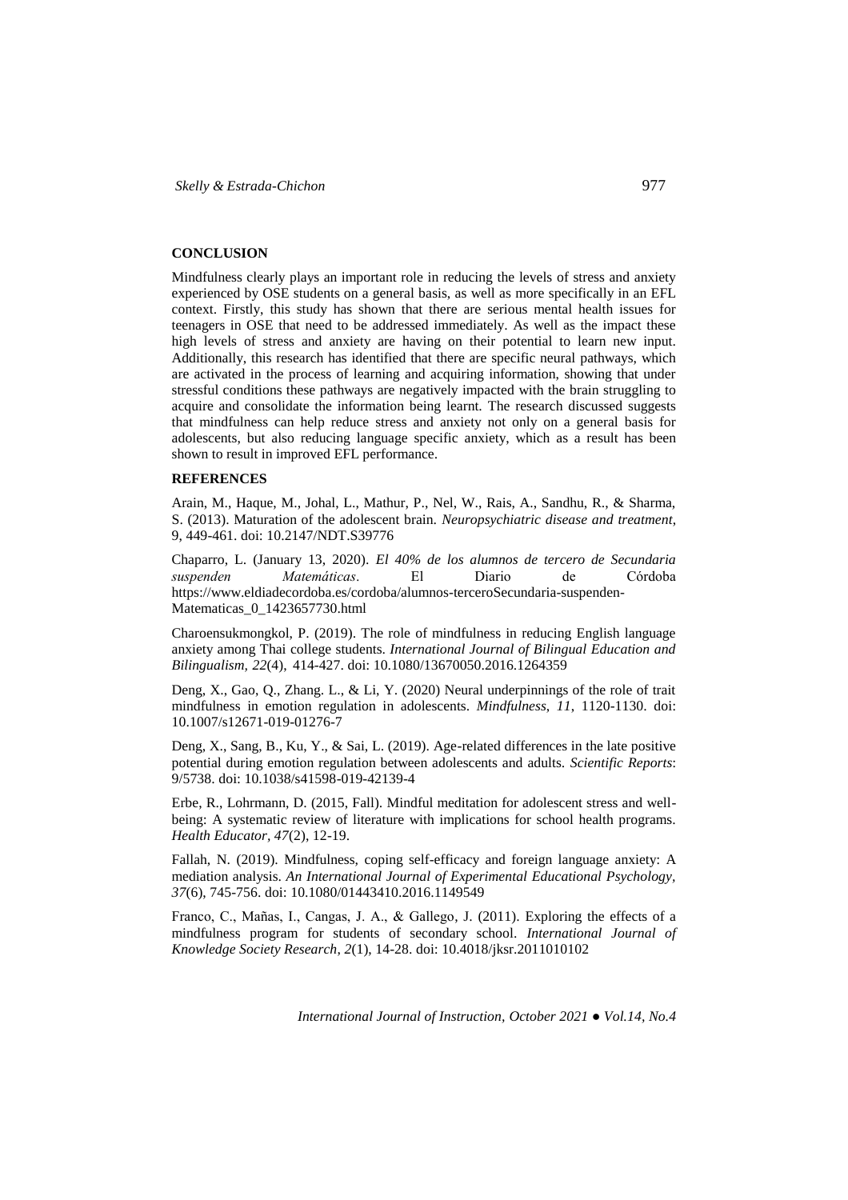## CONCLUSION

Mindfulness clearly plays an important role in reducing the levels of stress and anxiety experienced by OSE students on a general basis, as well as more specifically in an EFL context. Firstly, this study has shown that there are serious mental health issues for teenagers in OSE that need to be addressed immediately. As well as the impact these high levels of stress and anxiety are having on their potential to learn new input. Additionally, this research has identified that there are specific neural pathways, which are activated in the process of learning and acquiring information, showing that under stressful conditions these pathways are negatively impacted with the brain struggling to acquire and consolidate the information being learnt. The research discussed suggests that mindfulness can help reduce stress and anxiety not only on a general basis for adolescents, but also reducing language specific anxiety, which as a result has been shown to result in improved EFL performance.

## REFERENCES

Arain, M., Haque, M., Johal, L., Mathur, P., Nel, W., Rais, A., Sandhu, R., & Sharma, S. (2013). Maturation of the adolescent brain. *Neuropsychiatric disease and treatment*, 9, 449-461. doi: 10.2147/NDT.S39776

Chaparro, L. (January 13, 2020). *El 40% de los alumnos de tercero de Secundaria suspenden Matemáticas*. El Diario de Córdoba https://www.eldiadecordoba.es/cordoba/alumnos-terceroSecundaria-suspenden-Matematicas_0_1423657730.html

Charoensukmongkol, P. (2019). The role of mindfulness in reducing English language anxiety among Thai college students. *International Journal of Bilingual Education and Bilingualism, 22*(4), 414-427. doi: 10.1080/13670050.2016.1264359

Deng, X., Gao, Q., Zhang. L., & Li, Y. (2020) Neural underpinnings of the role of trait mindfulness in emotion regulation in adolescents. *Mindfulness, 11*, 1120-1130. doi: 10.1007/s12671-019-01276-7

Deng, X., Sang, B., Ku, Y., & Sai, L. (2019). Age-related differences in the late positive potential during emotion regulation between adolescents and adults. *Scientific Reports*: 9/5738. doi: 10.1038/s41598-019-42139-4

Erbe, R., Lohrmann, D. (2015, Fall). Mindful meditation for adolescent stress and well-being: A systematic review of literature with implications for school health programs. *Health Educator, 47*(2), 12-19.

Fallah, N. (2019). Mindfulness, coping self-efficacy and foreign language anxiety: A mediation analysis. *An International Journal of Experimental Educational Psychology, 37*(6), 745-756. doi: 10.1080/01443410.2016.1149549

Franco, C., Mañas, I., Cangas, J. A., & Gallego, J. (2011). Exploring the effects of a mindfulness program for students of secondary school. *International Journal of Knowledge Society Research, 2*(1), 14-28. doi: 10.4018/jksr.2011010102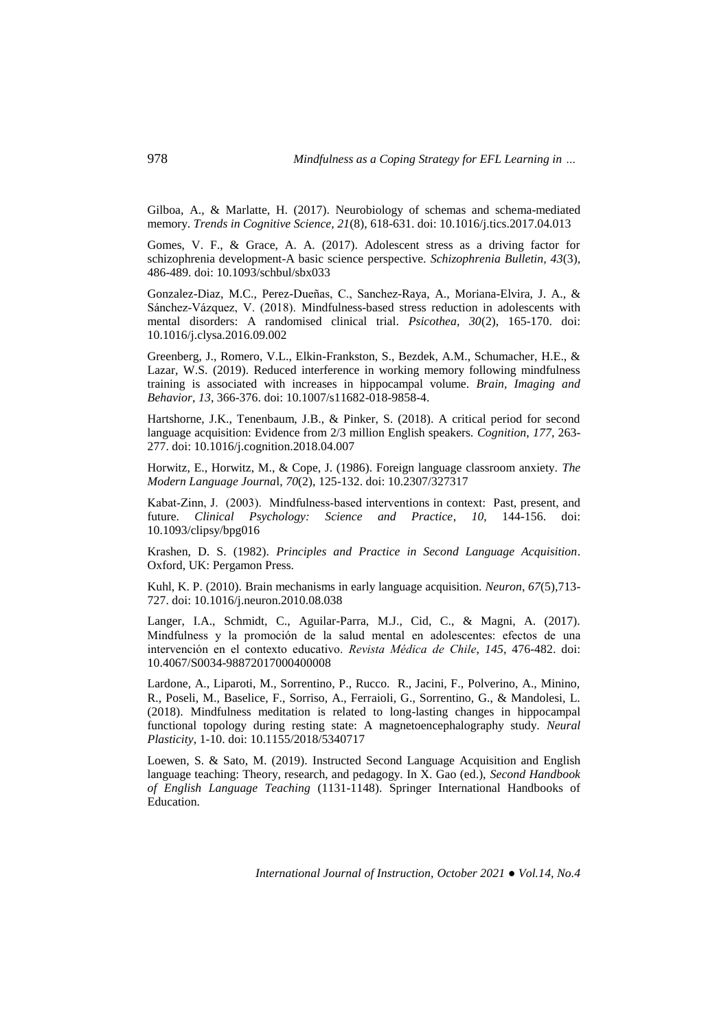Gilboa, A., & Marlatte, H. (2017). Neurobiology of schemas and schema-mediated memory. *Trends in Cognitive Science*, *21*(8), 618-631. doi: 10.1016/j.tics.2017.04.013

Gomes, V. F., & Grace, A. A. (2017). Adolescent stress as a driving factor for schizophrenia development-A basic science perspective. *Schizophrenia Bulletin*, *43*(3), 486-489. doi: 10.1093/schbul/sbx033

Gonzalez-Diaz, M.C., Perez-Dueñas, C., Sanchez-Raya, A., Moriana-Elvira, J. A., & Sánchez-Vázquez, V. (2018). Mindfulness-based stress reduction in adolescents with mental disorders: A randomised clinical trial. *Psicothea, 30*(2), 165-170. doi: 10.1016/j.clysa.2016.09.002

Greenberg, J., Romero, V.L., Elkin-Frankston, S., Bezdek, A.M., Schumacher, H.E., & Lazar, W.S. (2019). Reduced interference in working memory following mindfulness training is associated with increases in hippocampal volume. *Brain, Imaging and Behavior*, *13*, 366-376. doi: 10.1007/s11682-018-9858-4.

Hartshorne, J.K., Tenenbaum, J.B., & Pinker, S. (2018). A critical period for second language acquisition: Evidence from 2/3 million English speakers. *Cognition*, *177*, 263-277. doi: 10.1016/j.cognition.2018.04.007

Horwitz, E., Horwitz, M., & Cope, J. (1986). Foreign language classroom anxiety. *The Modern Language Journa*l, *70*(2), 125-132. doi: 10.2307/327317

Kabat-Zinn, J. (2003). Mindfulness-based interventions in context: Past, present, and future. *Clinical Psychology: Science and Practice*, *10*, 144-156. doi: 10.1093/clipsy/bpg016

Krashen, D. S. (1982). *Principles and Practice in Second Language Acquisition*. Oxford, UK: Pergamon Press.

Kuhl, K. P. (2010). Brain mechanisms in early language acquisition. *Neuron*, *67*(5),713-727. doi: 10.1016/j.neuron.2010.08.038

Langer, I.A., Schmidt, C., Aguilar-Parra, M.J., Cid, C., & Magni, A. (2017). Mindfulness y la promoción de la salud mental en adolescentes: efectos de una intervención en el contexto educativo. *Revista Médica de Chile*, *145*, 476-482. doi: 10.4067/S0034-98872017000400008

Lardone, A., Liparoti, M., Sorrentino, P., Rucco. R., Jacini, F., Polverino, A., Minino, R., Poseli, M., Baselice, F., Sorriso, A., Ferraioli, G., Sorrentino, G., & Mandolesi, L. (2018). Mindfulness meditation is related to long-lasting changes in hippocampal functional topology during resting state: A magnetoencephalography study. *Neural Plasticity*, 1-10. doi: 10.1155/2018/5340717

Loewen, S. & Sato, M. (2019). Instructed Second Language Acquisition and English language teaching: Theory, research, and pedagogy. In X. Gao (ed.), *Second Handbook of English Language Teaching* (1131-1148). Springer International Handbooks of Education.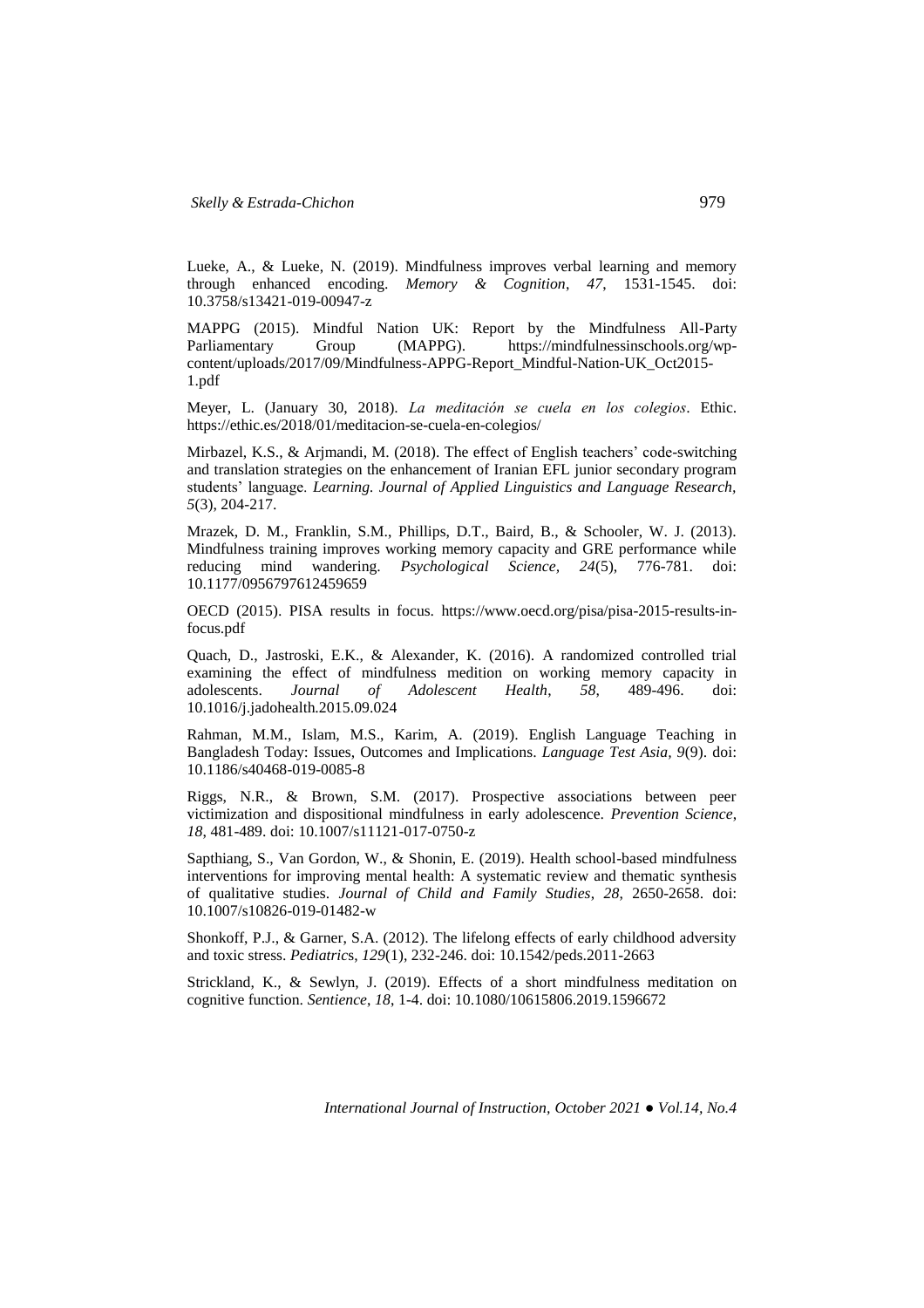Lueke, A., & Lueke, N. (2019). Mindfulness improves verbal learning and memory through enhanced encoding. *Memory & Cognition*, *47*, 1531-1545. doi: 10.3758/s13421-019-00947-z

MAPPG (2015). Mindful Nation UK: Report by the Mindfulness All-Party Parliamentary Group (MAPPG). https://mindfulnessinschools.org/wp-content/uploads/2017/09/Mindfulness-APPG-Report_Mindful-Nation-UK_Oct2015-1.pdf

Meyer, L. (January 30, 2018). *La meditación se cuela en los colegios*. Ethic. https://ethic.es/2018/01/meditacion-se-cuela-en-colegios/

Mirbazel, K.S., & Arjmandi, M. (2018). The effect of English teachers' code-switching and translation strategies on the enhancement of Iranian EFL junior secondary program students' language. *Learning. Journal of Applied Linguistics and Language Research, 5*(3), 204-217.

Mrazek, D. M., Franklin, S.M., Phillips, D.T., Baird, B., & Schooler, W. J. (2013). Mindfulness training improves working memory capacity and GRE performance while reducing mind wandering. *Psychological Science, 24*(5), 776-781. doi: 10.1177/0956797612459659

OECD (2015). PISA results in focus. https://www.oecd.org/pisa/pisa-2015-results-in-focus.pdf

Quach, D., Jastroski, E.K., & Alexander, K. (2016). A randomized controlled trial examining the effect of mindfulness medition on working memory capacity in adolescents. *Journal of Adolescent Health*, *58*, 489-496. doi: 10.1016/j.jadohealth.2015.09.024

Rahman, M.M., Islam, M.S., Karim, A. (2019). English Language Teaching in Bangladesh Today: Issues, Outcomes and Implications. *Language Test Asia*, *9*(9). doi: 10.1186/s40468-019-0085-8

Riggs, N.R., & Brown, S.M. (2017). Prospective associations between peer victimization and dispositional mindfulness in early adolescence. *Prevention Science*, *18*, 481-489. doi: 10.1007/s11121-017-0750-z

Sapthiang, S., Van Gordon, W., & Shonin, E. (2019). Health school-based mindfulness interventions for improving mental health: A systematic review and thematic synthesis of qualitative studies. *Journal of Child and Family Studies*, *28*, 2650-2658. doi: 10.1007/s10826-019-01482-w

Shonkoff, P.J., & Garner, S.A. (2012). The lifelong effects of early childhood adversity and toxic stress. *Pediatrics*, *129*(1), 232-246. doi: 10.1542/peds.2011-2663

Strickland, K., & Sewlyn, J. (2019). Effects of a short mindfulness meditation on cognitive function. *Sentience*, *18*, 1-4. doi: 10.1080/10615806.2019.1596672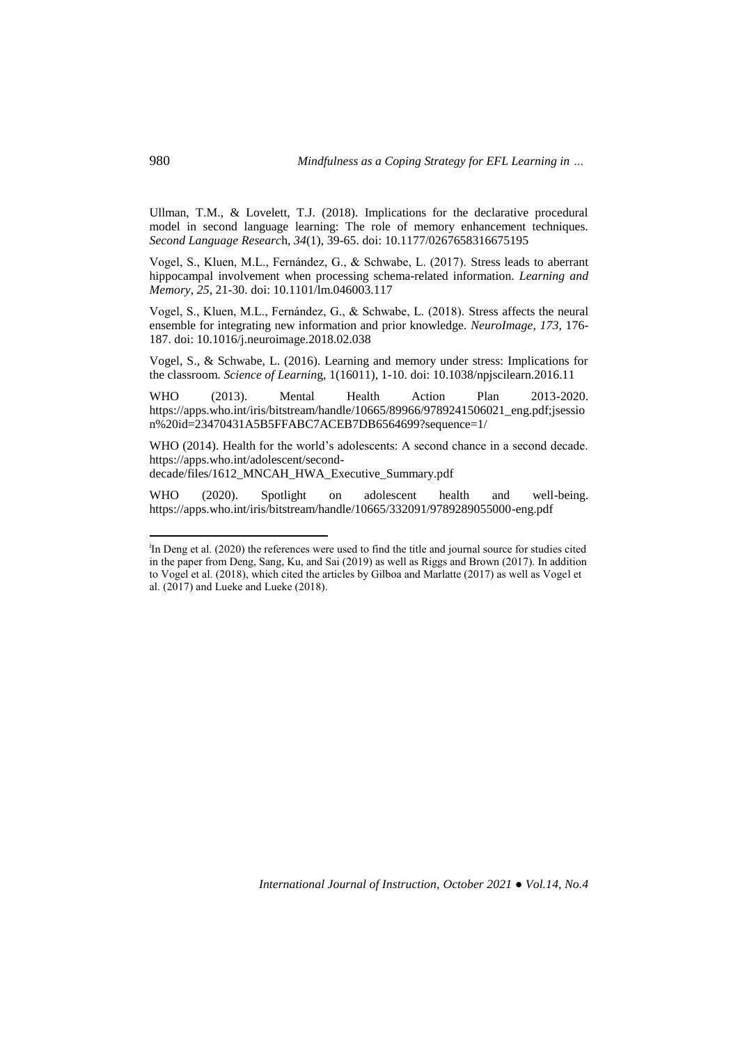Ullman, T.M., & Lovelett, T.J. (2018). Implications for the declarative procedural model in second language learning: The role of memory enhancement techniques. *Second Language Researc*h, *34*(1), 39-65. doi: 10.1177/0267658316675195

Vogel, S., Kluen, M.L., Fernández, G., & Schwabe, L. (2017). Stress leads to aberrant hippocampal involvement when processing schema-related information. *Learning and Memory*, *25*, 21-30. doi: 10.1101/lm.046003.117

Vogel, S., Kluen, M.L., Fernández, G., & Schwabe, L. (2018). Stress affects the neural ensemble for integrating new information and prior knowledge. *NeuroImage, 173,* 176-187. doi: 10.1016/j.neuroimage.2018.02.038

Vogel, S., & Schwabe, L. (2016). Learning and memory under stress: Implications for the classroom. *Science of Learnin*g, 1(16011), 1-10. doi: 10.1038/npjscilearn.2016.11

WHO (2013). Mental Health Action Plan 2013-2020. https://apps.who.int/iris/bitstream/handle/10665/89966/9789241506021_eng.pdf;jsession%20id=23470431A5B5FFABC7ACEB7DB6564699?sequence=1/

WHO (2014). Health for the world's adolescents: A second chance in a second decade. https://apps.who.int/adolescent/second-decade/files/1612_MNCAH_HWA_Executive_Summary.pdf

WHO (2020). Spotlight on adolescent health and well-being. https://apps.who.int/iris/bitstream/handle/10665/332091/9789289055000-eng.pdf

---

[i] In Deng et al. (2020) the references were used to find the title and journal source for studies cited in the paper from Deng, Sang, Ku, and Sai (2019) as well as Riggs and Brown (2017). In addition to Vogel et al. (2018), which cited the articles by Gilboa and Marlatte (2017) as well as Vogel et al. (2017) and Lueke and Lueke (2018).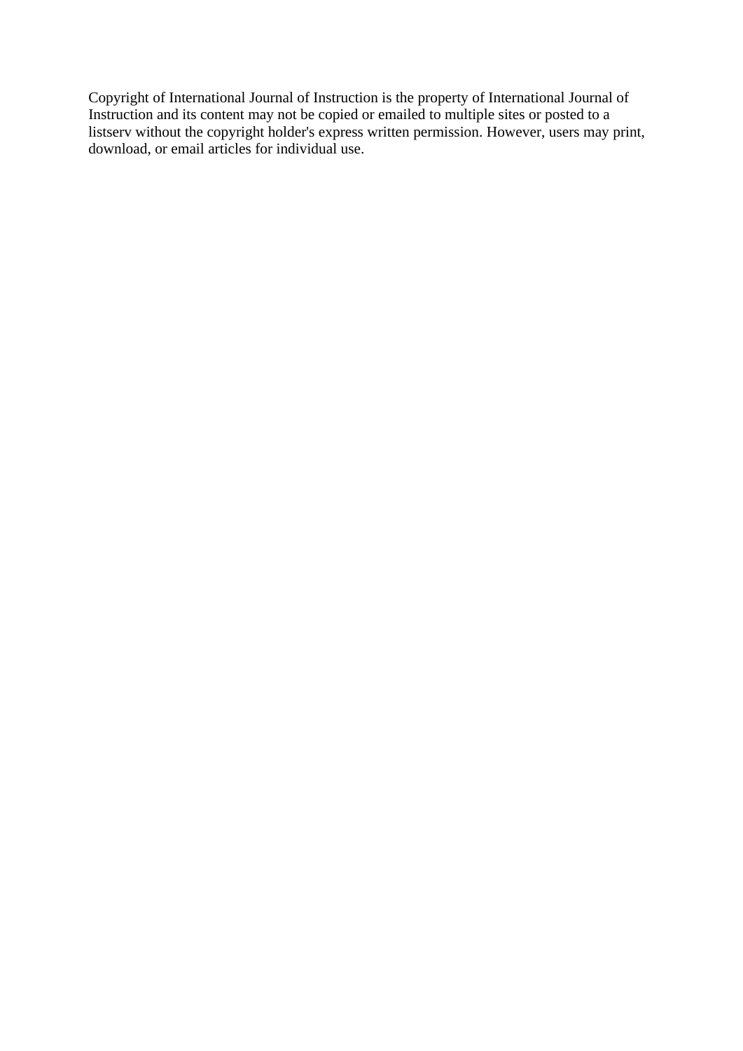Copyright of International Journal of Instruction is the property of International Journal of Instruction and its content may not be copied or emailed to multiple sites or posted to a listserv without the copyright holder's express written permission. However, users may print, download, or email articles for individual use.